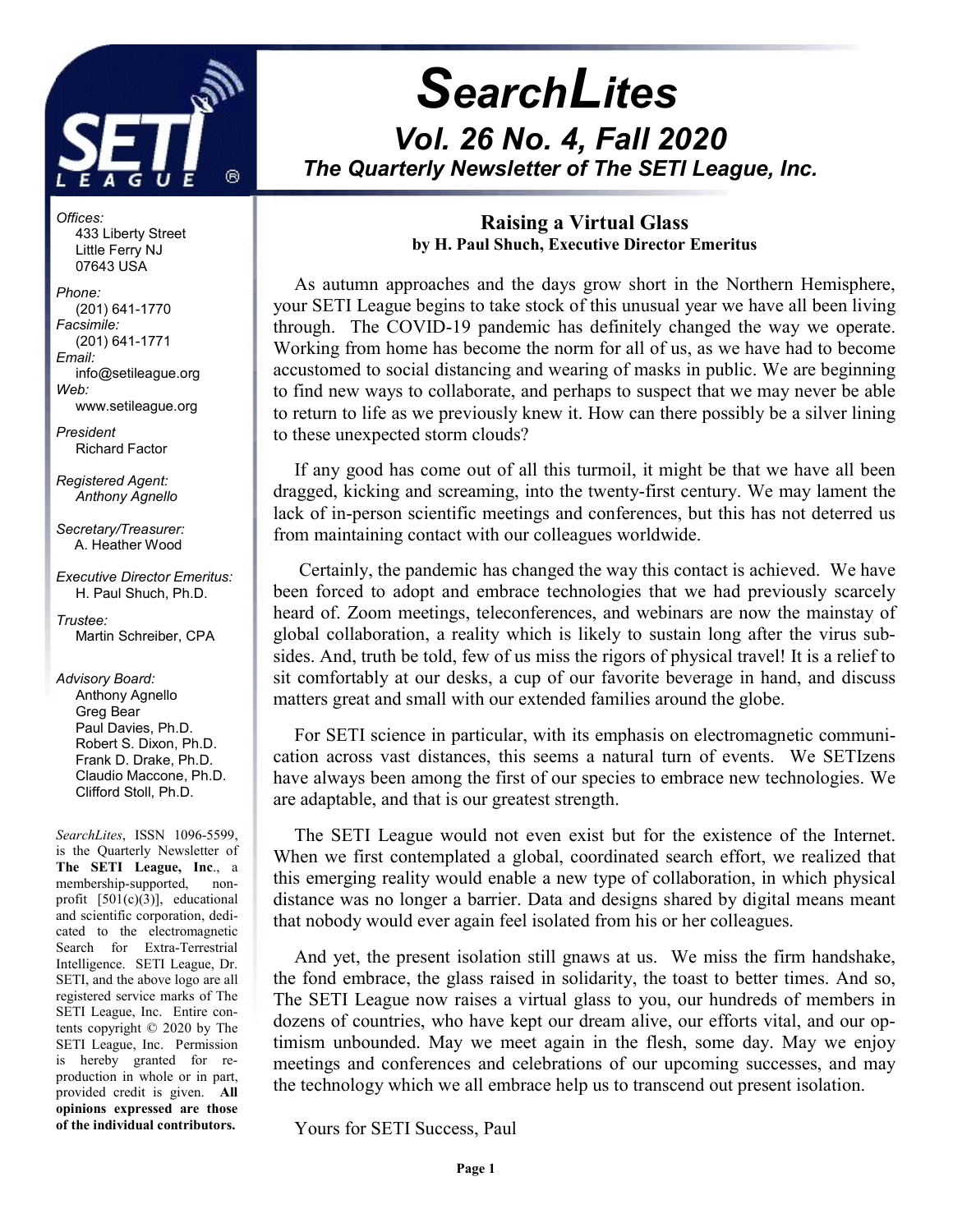# SearchLites

## Vol. 26 No. 4, Fall 2020

### The Quarterly Newsletter of The SETI League, Inc.

*Offices:*
433 Liberty Street
Little Ferry NJ
07643 USA

*Phone:*
(201) 641-1770

*Facsimile:*
(201) 641-1771

*Email:*
info@setileague.org

*Web:*
www.setileague.org

*President*
Richard Factor

*Registered Agent:*
*Anthony Agnello*

*Secretary/Treasurer:*
A. Heather Wood

*Executive Director Emeritus:*
H. Paul Shuch, Ph.D.

*Trustee:*
Martin Schreiber, CPA

*Advisory Board:*
Anthony Agnello
Greg Bear
Paul Davies, Ph.D.
Robert S. Dixon, Ph.D.
Frank D. Drake, Ph.D.
Claudio Maccone, Ph.D.
Clifford Stoll, Ph.D.

*SearchLites*, ISSN 1096-5599, is the Quarterly Newsletter of **The SETI League, Inc**., a membership-supported, non-profit [501(c)(3)], educational and scientific corporation, dedicated to the electromagnetic Search for Extra-Terrestrial Intelligence. SETI League, Dr. SETI, and the above logo are all registered service marks of The SETI League, Inc. Entire contents copyright © 2020 by The SETI League, Inc. Permission is hereby granted for reproduction in whole or in part, provided credit is given. **All opinions expressed are those of the individual contributors.**

## Raising a Virtual Glass

**by H. Paul Shuch, Executive Director Emeritus**

As autumn approaches and the days grow short in the Northern Hemisphere, your SETI League begins to take stock of this unusual year we have all been living through. The COVID-19 pandemic has definitely changed the way we operate. Working from home has become the norm for all of us, as we have had to become accustomed to social distancing and wearing of masks in public. We are beginning to find new ways to collaborate, and perhaps to suspect that we may never be able to return to life as we previously knew it. How can there possibly be a silver lining to these unexpected storm clouds?

If any good has come out of all this turmoil, it might be that we have all been dragged, kicking and screaming, into the twenty-first century. We may lament the lack of in-person scientific meetings and conferences, but this has not deterred us from maintaining contact with our colleagues worldwide.

Certainly, the pandemic has changed the way this contact is achieved. We have been forced to adopt and embrace technologies that we had previously scarcely heard of. Zoom meetings, teleconferences, and webinars are now the mainstay of global collaboration, a reality which is likely to sustain long after the virus subsides. And, truth be told, few of us miss the rigors of physical travel! It is a relief to sit comfortably at our desks, a cup of our favorite beverage in hand, and discuss matters great and small with our extended families around the globe.

For SETI science in particular, with its emphasis on electromagnetic communication across vast distances, this seems a natural turn of events. We SETIzens have always been among the first of our species to embrace new technologies. We are adaptable, and that is our greatest strength.

The SETI League would not even exist but for the existence of the Internet. When we first contemplated a global, coordinated search effort, we realized that this emerging reality would enable a new type of collaboration, in which physical distance was no longer a barrier. Data and designs shared by digital means meant that nobody would ever again feel isolated from his or her colleagues.

And yet, the present isolation still gnaws at us. We miss the firm handshake, the fond embrace, the glass raised in solidarity, the toast to better times. And so, The SETI League now raises a virtual glass to you, our hundreds of members in dozens of countries, who have kept our dream alive, our efforts vital, and our optimism unbounded. May we meet again in the flesh, some day. May we enjoy meetings and conferences and celebrations of our upcoming successes, and may the technology which we all embrace help us to transcend out present isolation.

Yours for SETI Success, Paul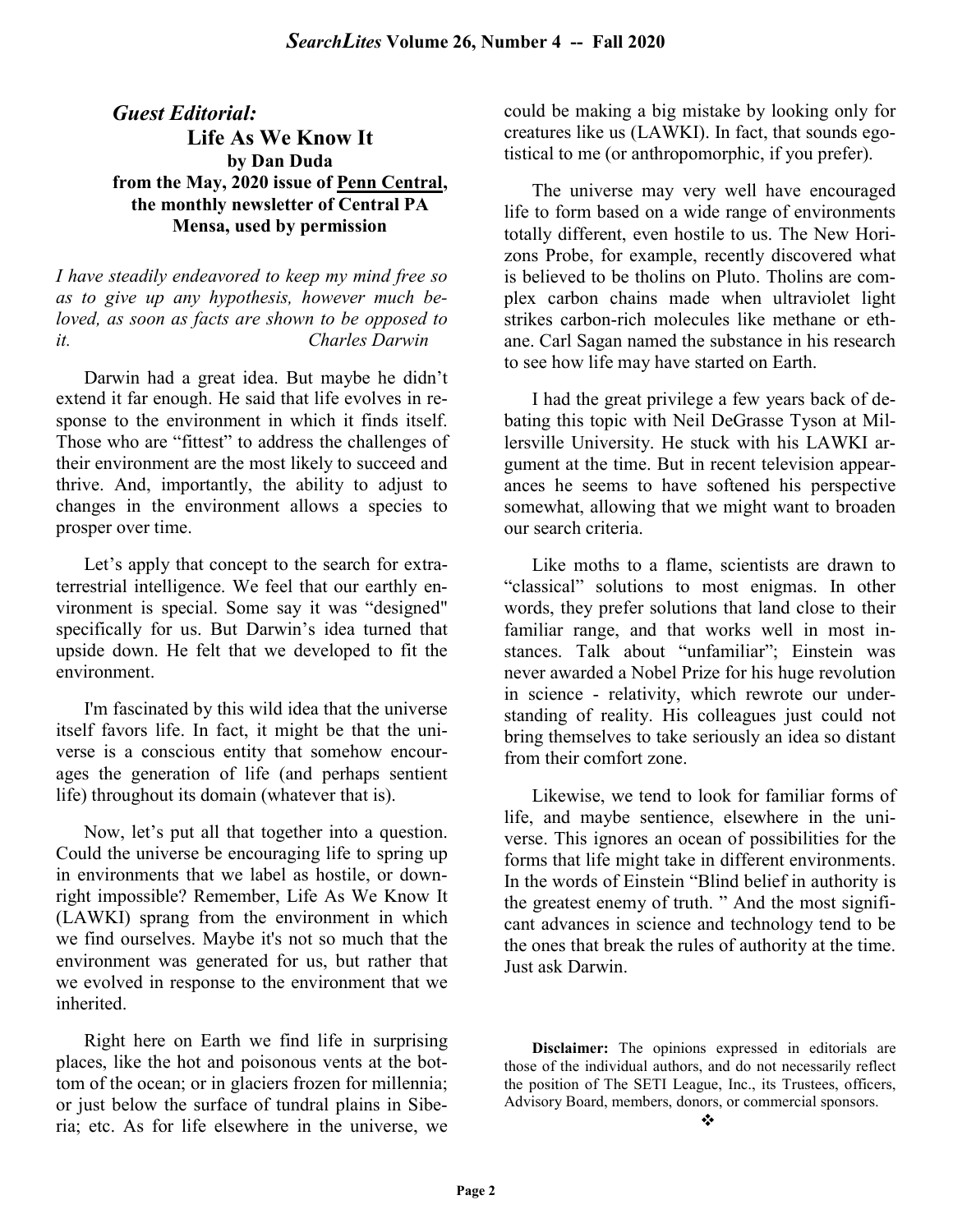## *Guest Editorial:*

### Life As We Know It

**by Dan Duda**

**from the May, 2020 issue of Penn Central, the monthly newsletter of Central PA Mensa, used by permission**

*I have steadily endeavored to keep my mind free so as to give up any hypothesis, however much beloved, as soon as facts are shown to be opposed to it.* *Charles Darwin*

Darwin had a great idea. But maybe he didn't extend it far enough. He said that life evolves in response to the environment in which it finds itself. Those who are "fittest" to address the challenges of their environment are the most likely to succeed and thrive. And, importantly, the ability to adjust to changes in the environment allows a species to prosper over time.

Let's apply that concept to the search for extraterrestrial intelligence. We feel that our earthly environment is special. Some say it was "designed" specifically for us. But Darwin's idea turned that upside down. He felt that we developed to fit the environment.

I'm fascinated by this wild idea that the universe itself favors life. In fact, it might be that the universe is a conscious entity that somehow encourages the generation of life (and perhaps sentient life) throughout its domain (whatever that is).

Now, let's put all that together into a question. Could the universe be encouraging life to spring up in environments that we label as hostile, or downright impossible? Remember, Life As We Know It (LAWKI) sprang from the environment in which we find ourselves. Maybe it's not so much that the environment was generated for us, but rather that we evolved in response to the environment that we inherited.

Right here on Earth we find life in surprising places, like the hot and poisonous vents at the bottom of the ocean; or in glaciers frozen for millennia; or just below the surface of tundral plains in Siberia; etc. As for life elsewhere in the universe, we could be making a big mistake by looking only for creatures like us (LAWKI). In fact, that sounds egotistical to me (or anthropomorphic, if you prefer).

The universe may very well have encouraged life to form based on a wide range of environments totally different, even hostile to us. The New Horizons Probe, for example, recently discovered what is believed to be tholins on Pluto. Tholins are complex carbon chains made when ultraviolet light strikes carbon-rich molecules like methane or ethane. Carl Sagan named the substance in his research to see how life may have started on Earth.

I had the great privilege a few years back of debating this topic with Neil DeGrasse Tyson at Millersville University. He stuck with his LAWKI argument at the time. But in recent television appearances he seems to have softened his perspective somewhat, allowing that we might want to broaden our search criteria.

Like moths to a flame, scientists are drawn to "classical" solutions to most enigmas. In other words, they prefer solutions that land close to their familiar range, and that works well in most instances. Talk about "unfamiliar"; Einstein was never awarded a Nobel Prize for his huge revolution in science - relativity, which rewrote our understanding of reality. His colleagues just could not bring themselves to take seriously an idea so distant from their comfort zone.

Likewise, we tend to look for familiar forms of life, and maybe sentience, elsewhere in the universe. This ignores an ocean of possibilities for the forms that life might take in different environments. In the words of Einstein "Blind belief in authority is the greatest enemy of truth. " And the most significant advances in science and technology tend to be the ones that break the rules of authority at the time. Just ask Darwin.

**Disclaimer:** The opinions expressed in editorials are those of the individual authors, and do not necessarily reflect the position of The SETI League, Inc., its Trustees, officers, Advisory Board, members, donors, or commercial sponsors.

❖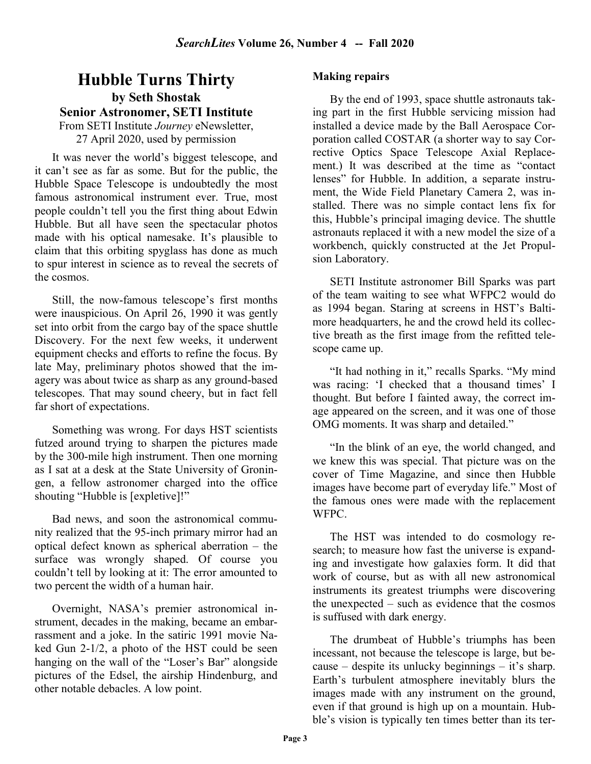# Hubble Turns Thirty

**by Seth Shostak**
**Senior Astronomer, SETI Institute**
From SETI Institute *Journey* eNewsletter, 27 April 2020, used by permission

It was never the world's biggest telescope, and it can't see as far as some. But for the public, the Hubble Space Telescope is undoubtedly the most famous astronomical instrument ever. True, most people couldn't tell you the first thing about Edwin Hubble. But all have seen the spectacular photos made with his optical namesake. It's plausible to claim that this orbiting spyglass has done as much to spur interest in science as to reveal the secrets of the cosmos.

Still, the now-famous telescope's first months were inauspicious. On April 26, 1990 it was gently set into orbit from the cargo bay of the space shuttle Discovery. For the next few weeks, it underwent equipment checks and efforts to refine the focus. By late May, preliminary photos showed that the imagery was about twice as sharp as any ground-based telescopes. That may sound cheery, but in fact fell far short of expectations.

Something was wrong. For days HST scientists futzed around trying to sharpen the pictures made by the 300-mile high instrument. Then one morning as I sat at a desk at the State University of Groningen, a fellow astronomer charged into the office shouting "Hubble is [expletive]!"

Bad news, and soon the astronomical community realized that the 95-inch primary mirror had an optical defect known as spherical aberration – the surface was wrongly shaped. Of course you couldn't tell by looking at it: The error amounted to two percent the width of a human hair.

Overnight, NASA's premier astronomical instrument, decades in the making, became an embarrassment and a joke. In the satiric 1991 movie Naked Gun 2-1/2, a photo of the HST could be seen hanging on the wall of the "Loser's Bar" alongside pictures of the Edsel, the airship Hindenburg, and other notable debacles. A low point.

**Making repairs**

By the end of 1993, space shuttle astronauts taking part in the first Hubble servicing mission had installed a device made by the Ball Aerospace Corporation called COSTAR (a shorter way to say Corrective Optics Space Telescope Axial Replacement.) It was described at the time as "contact lenses" for Hubble. In addition, a separate instrument, the Wide Field Planetary Camera 2, was installed. There was no simple contact lens fix for this, Hubble's principal imaging device. The shuttle astronauts replaced it with a new model the size of a workbench, quickly constructed at the Jet Propulsion Laboratory.

SETI Institute astronomer Bill Sparks was part of the team waiting to see what WFPC2 would do as 1994 began. Staring at screens in HST's Baltimore headquarters, he and the crowd held its collective breath as the first image from the refitted telescope came up.

"It had nothing in it," recalls Sparks. "My mind was racing: 'I checked that a thousand times' I thought. But before I fainted away, the correct image appeared on the screen, and it was one of those OMG moments. It was sharp and detailed."

"In the blink of an eye, the world changed, and we knew this was special. That picture was on the cover of Time Magazine, and since then Hubble images have become part of everyday life." Most of the famous ones were made with the replacement WFPC.

The HST was intended to do cosmology research; to measure how fast the universe is expanding and investigate how galaxies form. It did that work of course, but as with all new astronomical instruments its greatest triumphs were discovering the unexpected – such as evidence that the cosmos is suffused with dark energy.

The drumbeat of Hubble's triumphs has been incessant, not because the telescope is large, but because – despite its unlucky beginnings – it's sharp. Earth's turbulent atmosphere inevitably blurs the images made with any instrument on the ground, even if that ground is high up on a mountain. Hubble's vision is typically ten times better than its ter-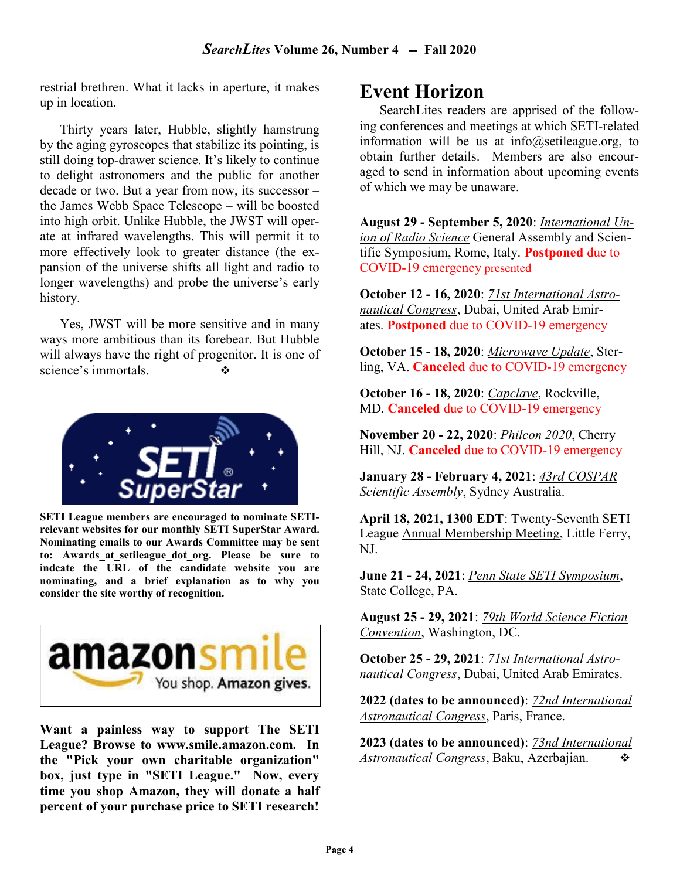restrial brethren. What it lacks in aperture, it makes up in location.

Thirty years later, Hubble, slightly hamstrung by the aging gyroscopes that stabilize its pointing, is still doing top-drawer science. It's likely to continue to delight astronomers and the public for another decade or two. But a year from now, its successor – the James Webb Space Telescope – will be boosted into high orbit. Unlike Hubble, the JWST will operate at infrared wavelengths. This will permit it to more effectively look to greater distance (the expansion of the universe shifts all light and radio to longer wavelengths) and probe the universe's early history.

Yes, JWST will be more sensitive and in many ways more ambitious than its forebear. But Hubble will always have the right of progenitor. It is one of science's immortals. ❖

**SETI League members are encouraged to nominate SETI-relevant websites for our monthly SETI SuperStar Award. Nominating emails to our Awards Committee may be sent to: Awards_at_setileague_dot_org. Please be sure to indcate the URL of the candidate website you are nominating, and a brief explanation as to why you consider the site worthy of recognition.**

**Want a painless way to support The SETI League? Browse to www.smile.amazon.com. In the "Pick your own charitable organization" box, just type in "SETI League." Now, every time you shop Amazon, they will donate a half percent of your purchase price to SETI research!**

# Event Horizon

SearchLites readers are apprised of the following conferences and meetings at which SETI-related information will be us at info@setileague.org, to obtain further details. Members are also encouraged to send in information about upcoming events of which we may be unaware.

**August 29 - September 5, 2020**: *International Union of Radio Science* General Assembly and Scientific Symposium, Rome, Italy. **Postponed** due to COVID-19 emergency presented

**October 12 - 16, 2020**: *71st International Astronautical Congress*, Dubai, United Arab Emirates. **Postponed** due to COVID-19 emergency

**October 15 - 18, 2020**: *Microwave Update*, Sterling, VA. **Canceled** due to COVID-19 emergency

**October 16 - 18, 2020**: *Capclave*, Rockville, MD. **Canceled** due to COVID-19 emergency

**November 20 - 22, 2020**: *Philcon 2020*, Cherry Hill, NJ. **Canceled** due to COVID-19 emergency

**January 28 - February 4, 2021**: *43rd COSPAR Scientific Assembly*, Sydney Australia.

**April 18, 2021, 1300 EDT**: Twenty-Seventh SETI League Annual Membership Meeting, Little Ferry, NJ.

**June 21 - 24, 2021**: *Penn State SETI Symposium*, State College, PA.

**August 25 - 29, 2021**: *79th World Science Fiction Convention*, Washington, DC.

**October 25 - 29, 2021**: *71st International Astronautical Congress*, Dubai, United Arab Emirates.

**2022 (dates to be announced)**: *72nd International Astronautical Congress*, Paris, France.

**2023 (dates to be announced)**: *73nd International Astronautical Congress*, Baku, Azerbajian. ❖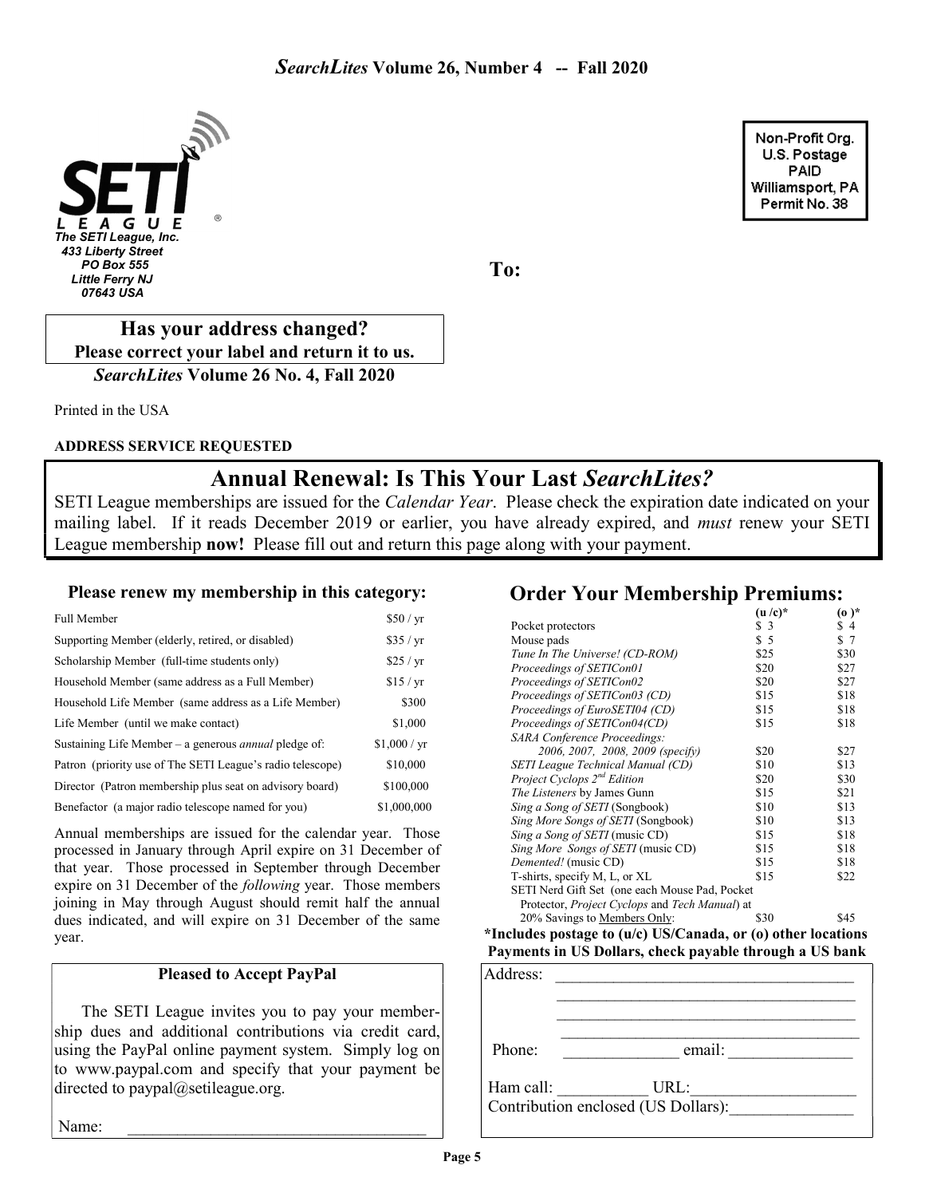The SETI League, Inc.
433 Liberty Street
PO Box 555
Little Ferry NJ
07643 USA

Non-Profit Org.
U.S. Postage
PAID
Williamsport, PA
Permit No. 38

**To:**

**Has your address changed?**
**Please correct your label and return it to us.**
***SearchLites* Volume 26 No. 4, Fall 2020**

Printed in the USA

**ADDRESS SERVICE REQUESTED**

# Annual Renewal: Is This Your Last *SearchLites?*

SETI League memberships are issued for the *Calendar Year*. Please check the expiration date indicated on your mailing label. If it reads December 2019 or earlier, you have already expired, and *must* renew your SETI League membership **now!** Please fill out and return this page along with your payment.

### Please renew my membership in this category:

| | |
|---|---|
| Full Member | \$50 / yr |
| Supporting Member (elderly, retired, or disabled) | \$35 / yr |
| Scholarship Member (full-time students only) | \$25 / yr |
| Household Member (same address as a Full Member) | \$15 / yr |
| Household Life Member (same address as a Life Member) | \$300 |
| Life Member (until we make contact) | \$1,000 |
| Sustaining Life Member – a generous *annual* pledge of: | \$1,000 / yr |
| Patron (priority use of The SETI League's radio telescope) | \$10,000 |
| Director (Patron membership plus seat on advisory board) | \$100,000 |
| Benefactor (a major radio telescope named for you) | \$1,000,000 |

Annual memberships are issued for the calendar year. Those processed in January through April expire on 31 December of that year. Those processed in September through December expire on 31 December of the *following* year. Those members joining in May through August should remit half the annual dues indicated, and will expire on 31 December of the same year.

**Pleased to Accept PayPal**

The SETI League invites you to pay your membership dues and additional contributions via credit card, using the PayPal online payment system. Simply log on to www.paypal.com and specify that your payment be directed to paypal@setileague.org.

Name: ___________________________________

## Order Your Membership Premiums:

| | (u /c)* | (o )* |
|---|---|---|
| Pocket protectors | \$ 3 | \$ 4 |
| Mouse pads | \$ 5 | \$ 7 |
| *Tune In The Universe! (CD-ROM)* | \$25 | \$30 |
| *Proceedings of SETICon01* | \$20 | \$27 |
| *Proceedings of SETICon02* | \$20 | \$27 |
| *Proceedings of SETICon03 (CD)* | \$15 | \$18 |
| *Proceedings of EuroSETI04 (CD)* | \$15 | \$18 |
| *Proceedings of SETICon04(CD)* | \$15 | \$18 |
| *SARA Conference Proceedings: 2006, 2007, 2008, 2009 (specify)* | \$20 | \$27 |
| *SETI League Technical Manual (CD)* | \$10 | \$13 |
| *Project Cyclops 2nd Edition* | \$20 | \$30 |
| *The Listeners* by James Gunn | \$15 | \$21 |
| *Sing a Song of SETI* (Songbook) | \$10 | \$13 |
| *Sing More Songs of SETI* (Songbook) | \$10 | \$13 |
| *Sing a Song of SETI* (music CD) | \$15 | \$18 |
| *Sing More Songs of SETI* (music CD) | \$15 | \$18 |
| *Demented!* (music CD) | \$15 | \$18 |
| T-shirts, specify M, L, or XL | \$15 | \$22 |
| SETI Nerd Gift Set (one each Mouse Pad, Pocket Protector, *Project Cyclops* and *Tech Manual*) at 20% Savings to Members Only: | \$30 | \$45 |

**\*Includes postage to (u/c) US/Canada, or (o) other locations**
**Payments in US Dollars, check payable through a US bank**

Address: ___________________________________
___________________________________
___________________________________
___________________________________

Phone: ______________ email: ______________

Ham call: ___________ URL: ___________________

Contribution enclosed (US Dollars): _______________